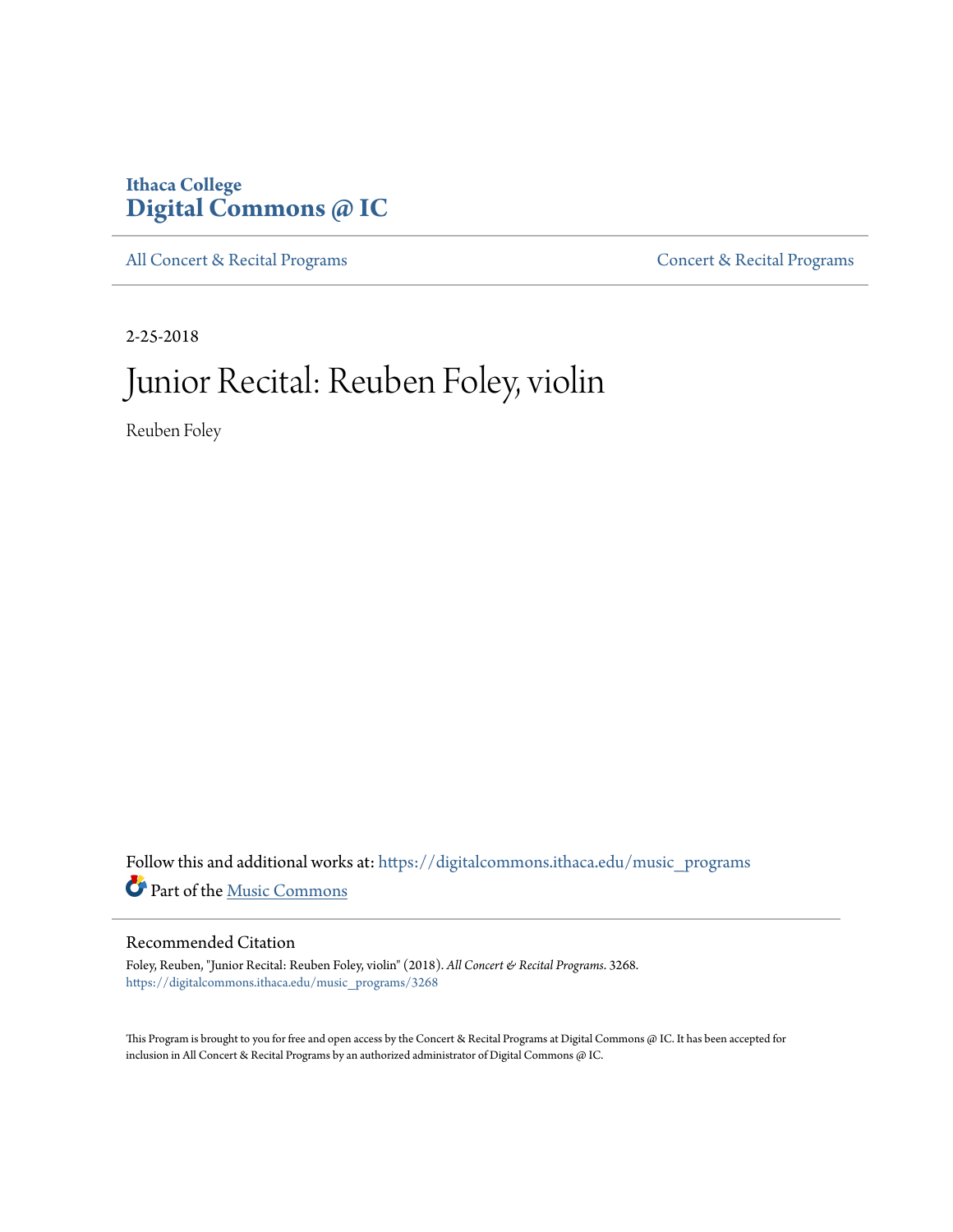Ithaca College
**Digital Commons @ IC**

All Concert & Recital Programs | Concert & Recital Programs

2-25-2018

# Junior Recital: Reuben Foley, violin

Reuben Foley

Follow this and additional works at: https://digitalcommons.ithaca.edu/music_programs

Part of the Music Commons

## Recommended Citation

Foley, Reuben, "Junior Recital: Reuben Foley, violin" (2018). *All Concert & Recital Programs*. 3268.
https://digitalcommons.ithaca.edu/music_programs/3268

This Program is brought to you for free and open access by the Concert & Recital Programs at Digital Commons @ IC. It has been accepted for inclusion in All Concert & Recital Programs by an authorized administrator of Digital Commons @ IC.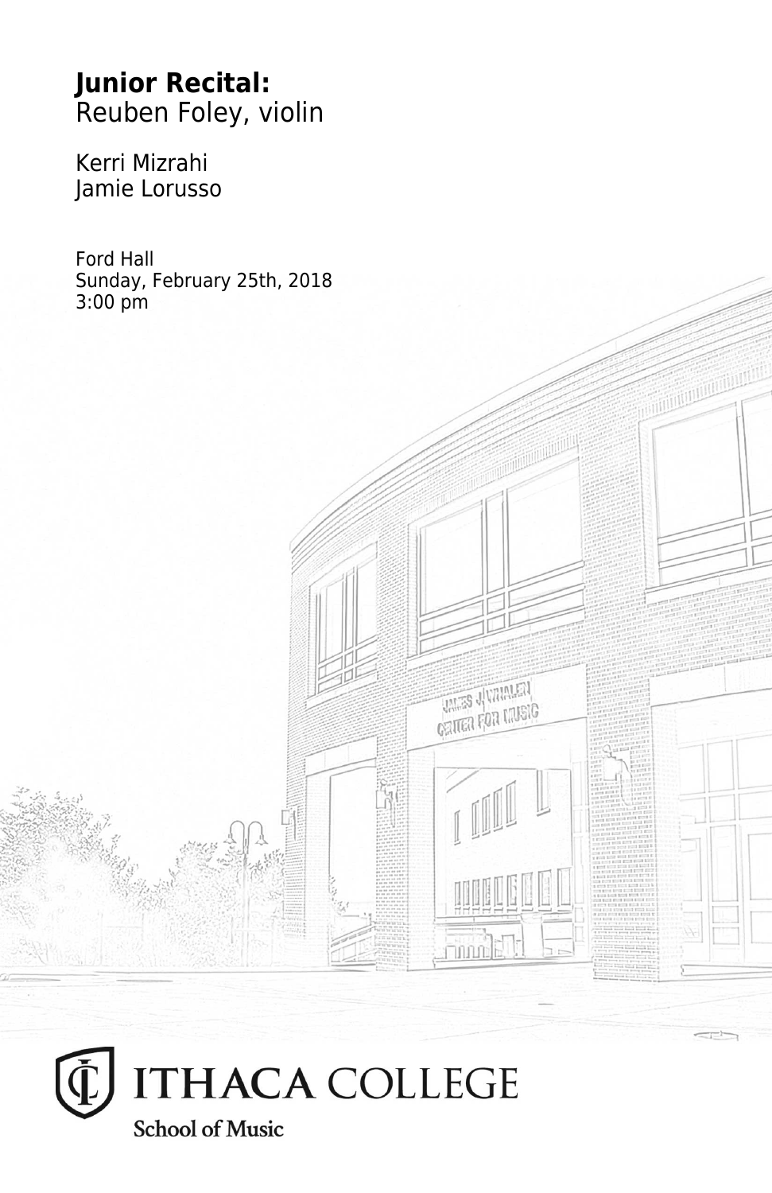**Junior Recital:**
Reuben Foley, violin

Kerri Mizrahi
Jamie Lorusso

Ford Hall
Sunday, February 25th, 2018
3:00 pm

ITHACA COLLEGE
School of Music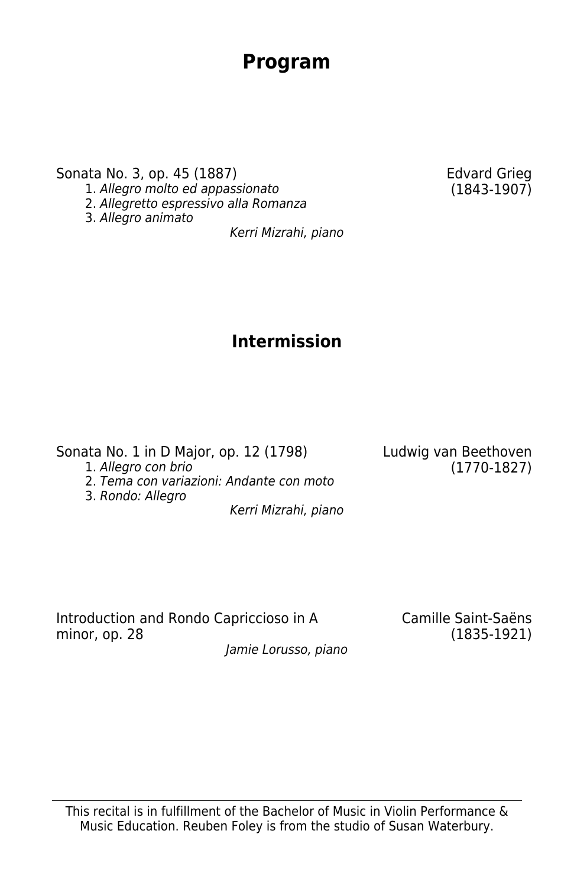# Program

Sonata No. 3, op. 45 (1887) — Edvard Grieg (1843-1907)

1. *Allegro molto ed appassionato*
2. *Allegretto espressivo alla Romanza*
3. *Allegro animato*

*Kerri Mizrahi, piano*

## Intermission

Sonata No. 1 in D Major, op. 12 (1798) — Ludwig van Beethoven (1770-1827)

1. *Allegro con brio*
2. *Tema con variazioni: Andante con moto*
3. *Rondo: Allegro*

*Kerri Mizrahi, piano*

Introduction and Rondo Capriccioso in A minor, op. 28 — Camille Saint-Saëns (1835-1921)

*Jamie Lorusso, piano*

---

This recital is in fulfillment of the Bachelor of Music in Violin Performance & Music Education. Reuben Foley is from the studio of Susan Waterbury.